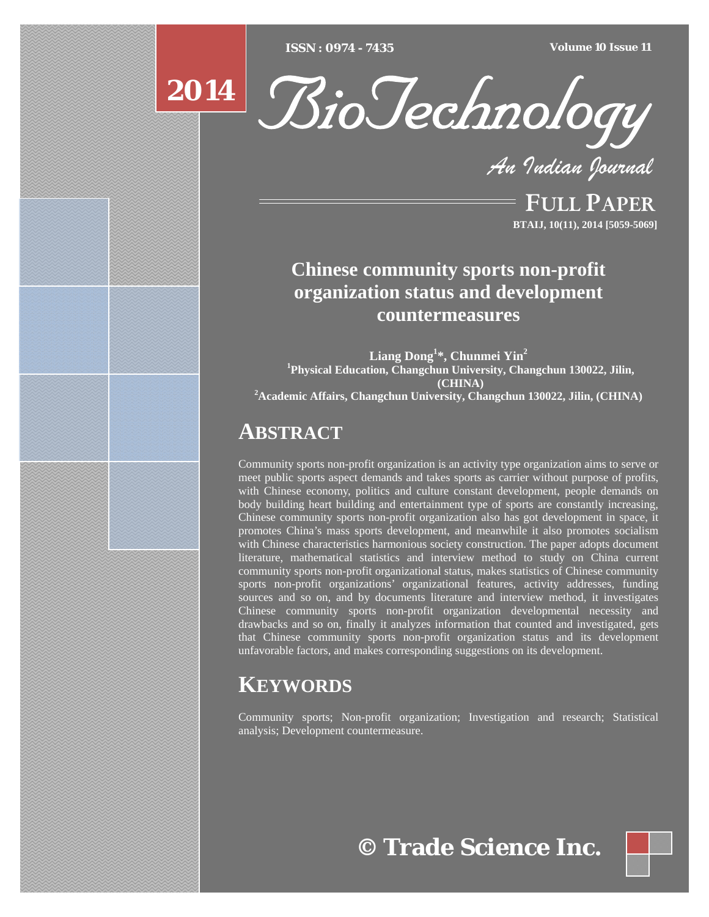# Chinese community sports non-profit organization status and development countermeasures

**Liang Dong[1]*, Chunmei Yin[2]**

[1]Physical Education, Changchun University, Changchun 130022, Jilin, (CHINA)

[2]Academic Affairs, Changchun University, Changchun 130022, Jilin, (CHINA)

## ABSTRACT

Community sports non-profit organization is an activity type organization aims to serve or meet public sports aspect demands and takes sports as carrier without purpose of profits, with Chinese economy, politics and culture constant development, people demands on body building heart building and entertainment type of sports are constantly increasing, Chinese community sports non-profit organization also has got development in space, it promotes China's mass sports development, and meanwhile it also promotes socialism with Chinese characteristics harmonious society construction. The paper adopts document literature, mathematical statistics and interview method to study on China current community sports non-profit organizational status, makes statistics of Chinese community sports non-profit organizations' organizational features, activity addresses, funding sources and so on, and by documents literature and interview method, it investigates Chinese community sports non-profit organization developmental necessity and drawbacks and so on, finally it analyzes information that counted and investigated, gets that Chinese community sports non-profit organization status and its development unfavorable factors, and makes corresponding suggestions on its development.

## KEYWORDS

Community sports; Non-profit organization; Investigation and research; Statistical analysis; Development countermeasure.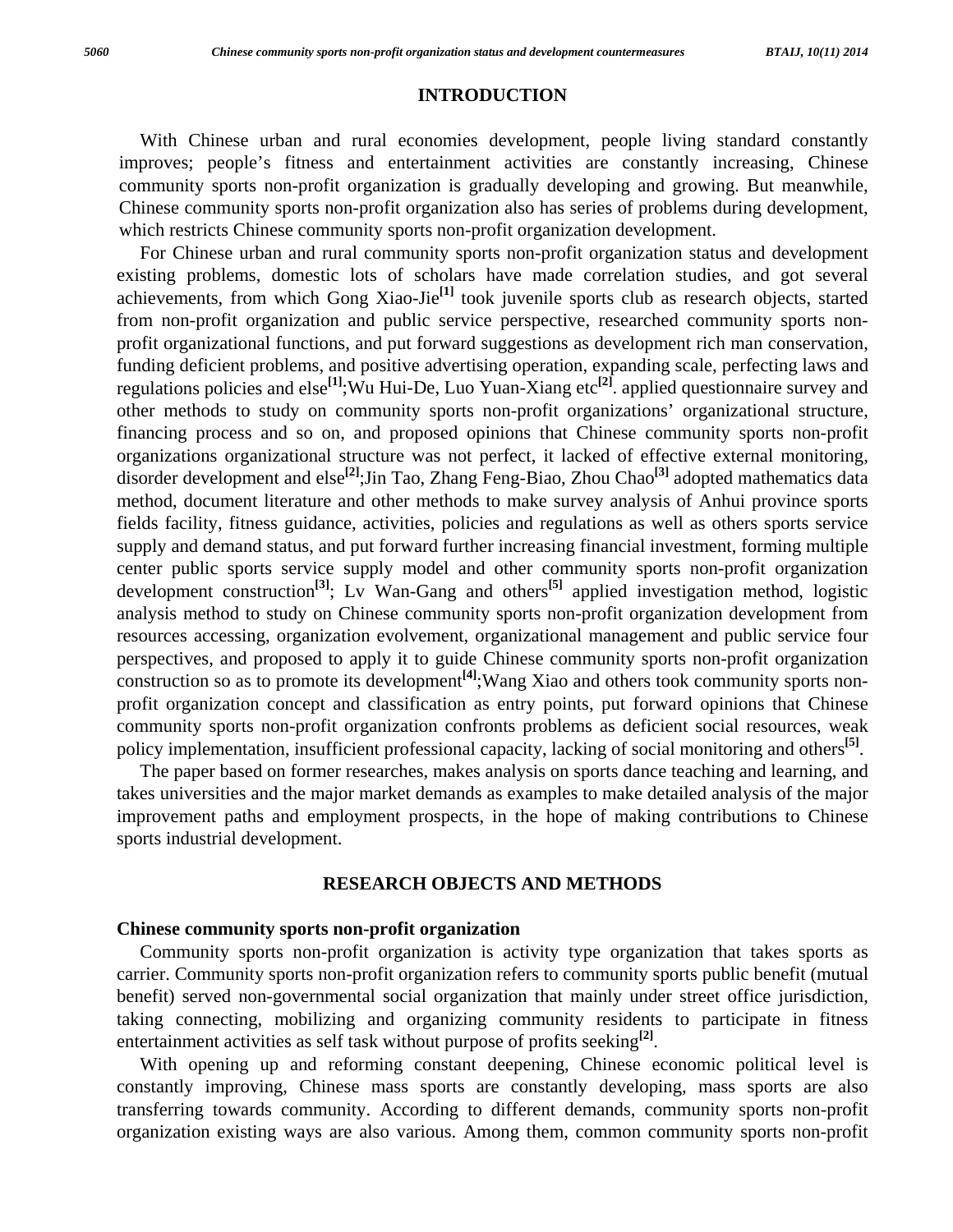## INTRODUCTION

With Chinese urban and rural economies development, people living standard constantly improves; people's fitness and entertainment activities are constantly increasing, Chinese community sports non-profit organization is gradually developing and growing. But meanwhile, Chinese community sports non-profit organization also has series of problems during development, which restricts Chinese community sports non-profit organization development.

For Chinese urban and rural community sports non-profit organization status and development existing problems, domestic lots of scholars have made correlation studies, and got several achievements, from which Gong Xiao-Jie[1] took juvenile sports club as research objects, started from non-profit organization and public service perspective, researched community sports non-profit organizational functions, and put forward suggestions as development rich man conservation, funding deficient problems, and positive advertising operation, expanding scale, perfecting laws and regulations policies and else[1];Wu Hui-De, Luo Yuan-Xiang etc[2]. applied questionnaire survey and other methods to study on community sports non-profit organizations' organizational structure, financing process and so on, and proposed opinions that Chinese community sports non-profit organizations organizational structure was not perfect, it lacked of effective external monitoring, disorder development and else[2];Jin Tao, Zhang Feng-Biao, Zhou Chao[3] adopted mathematics data method, document literature and other methods to make survey analysis of Anhui province sports fields facility, fitness guidance, activities, policies and regulations as well as others sports service supply and demand status, and put forward further increasing financial investment, forming multiple center public sports service supply model and other community sports non-profit organization development construction[3]; Lv Wan-Gang and others[5] applied investigation method, logistic analysis method to study on Chinese community sports non-profit organization development from resources accessing, organization evolvement, organizational management and public service four perspectives, and proposed to apply it to guide Chinese community sports non-profit organization construction so as to promote its development[4];Wang Xiao and others took community sports non-profit organization concept and classification as entry points, put forward opinions that Chinese community sports non-profit organization confronts problems as deficient social resources, weak policy implementation, insufficient professional capacity, lacking of social monitoring and others[5].

The paper based on former researches, makes analysis on sports dance teaching and learning, and takes universities and the major market demands as examples to make detailed analysis of the major improvement paths and employment prospects, in the hope of making contributions to Chinese sports industrial development.

## RESEARCH OBJECTS AND METHODS

### Chinese community sports non-profit organization

Community sports non-profit organization is activity type organization that takes sports as carrier. Community sports non-profit organization refers to community sports public benefit (mutual benefit) served non-governmental social organization that mainly under street office jurisdiction, taking connecting, mobilizing and organizing community residents to participate in fitness entertainment activities as self task without purpose of profits seeking[2].

With opening up and reforming constant deepening, Chinese economic political level is constantly improving, Chinese mass sports are constantly developing, mass sports are also transferring towards community. According to different demands, community sports non-profit organization existing ways are also various. Among them, common community sports non-profit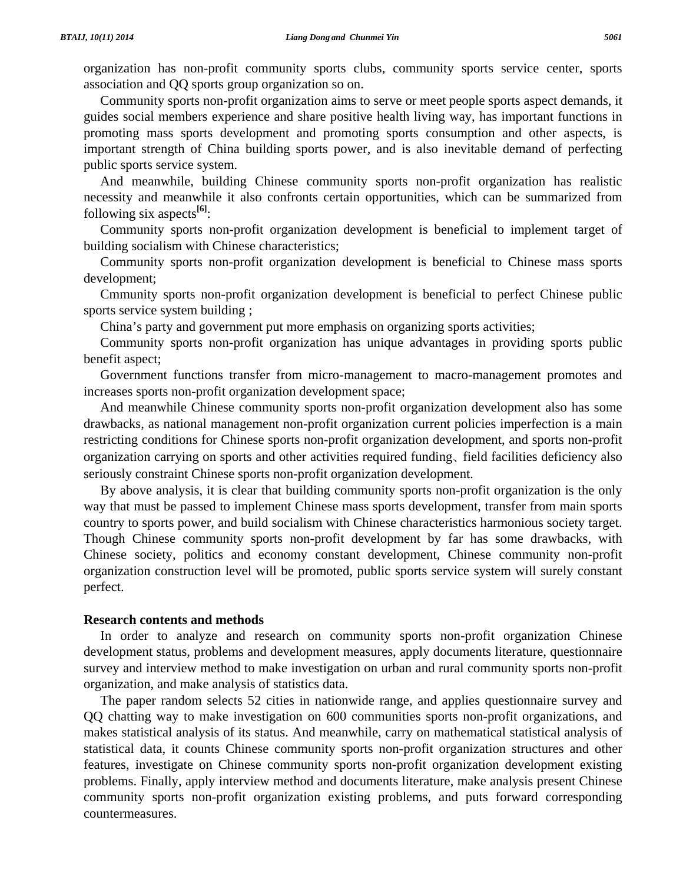organization has non-profit community sports clubs, community sports service center, sports association and QQ sports group organization so on.

Community sports non-profit organization aims to serve or meet people sports aspect demands, it guides social members experience and share positive health living way, has important functions in promoting mass sports development and promoting sports consumption and other aspects, is important strength of China building sports power, and is also inevitable demand of perfecting public sports service system.

And meanwhile, building Chinese community sports non-profit organization has realistic necessity and meanwhile it also confronts certain opportunities, which can be summarized from following six aspects[6]:

Community sports non-profit organization development is beneficial to implement target of building socialism with Chinese characteristics;

Community sports non-profit organization development is beneficial to Chinese mass sports development;

Cmmunity sports non-profit organization development is beneficial to perfect Chinese public sports service system building ;

China's party and government put more emphasis on organizing sports activities;

Community sports non-profit organization has unique advantages in providing sports public benefit aspect;

Government functions transfer from micro-management to macro-management promotes and increases sports non-profit organization development space;

And meanwhile Chinese community sports non-profit organization development also has some drawbacks, as national management non-profit organization current policies imperfection is a main restricting conditions for Chinese sports non-profit organization development, and sports non-profit organization carrying on sports and other activities required funding、field facilities deficiency also seriously constraint Chinese sports non-profit organization development.

By above analysis, it is clear that building community sports non-profit organization is the only way that must be passed to implement Chinese mass sports development, transfer from main sports country to sports power, and build socialism with Chinese characteristics harmonious society target. Though Chinese community sports non-profit development by far has some drawbacks, with Chinese society, politics and economy constant development, Chinese community non-profit organization construction level will be promoted, public sports service system will surely constant perfect.

## Research contents and methods

In order to analyze and research on community sports non-profit organization Chinese development status, problems and development measures, apply documents literature, questionnaire survey and interview method to make investigation on urban and rural community sports non-profit organization, and make analysis of statistics data.

The paper random selects 52 cities in nationwide range, and applies questionnaire survey and QQ chatting way to make investigation on 600 communities sports non-profit organizations, and makes statistical analysis of its status. And meanwhile, carry on mathematical statistical analysis of statistical data, it counts Chinese community sports non-profit organization structures and other features, investigate on Chinese community sports non-profit organization development existing problems. Finally, apply interview method and documents literature, make analysis present Chinese community sports non-profit organization existing problems, and puts forward corresponding countermeasures.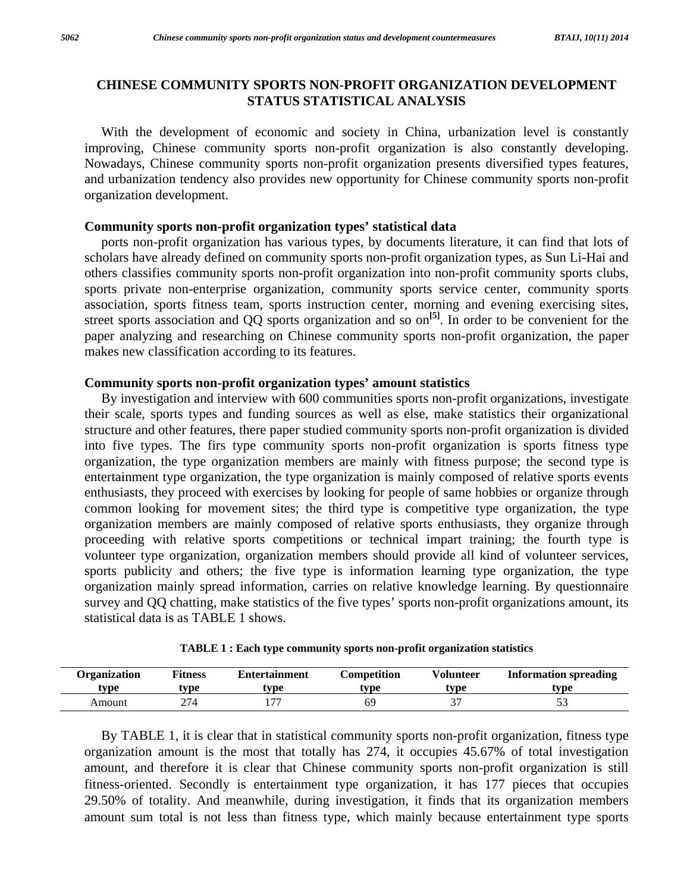## CHINESE COMMUNITY SPORTS NON-PROFIT ORGANIZATION DEVELOPMENT STATUS STATISTICAL ANALYSIS

With the development of economic and society in China, urbanization level is constantly improving, Chinese community sports non-profit organization is also constantly developing. Nowadays, Chinese community sports non-profit organization presents diversified types features, and urbanization tendency also provides new opportunity for Chinese community sports non-profit organization development.

### Community sports non-profit organization types' statistical data

ports non-profit organization has various types, by documents literature, it can find that lots of scholars have already defined on community sports non-profit organization types, as Sun Li-Hai and others classifies community sports non-profit organization into non-profit community sports clubs, sports private non-enterprise organization, community sports service center, community sports association, sports fitness team, sports instruction center, morning and evening exercising sites, street sports association and QQ sports organization and so on[5]. In order to be convenient for the paper analyzing and researching on Chinese community sports non-profit organization, the paper makes new classification according to its features.

### Community sports non-profit organization types' amount statistics

By investigation and interview with 600 communities sports non-profit organizations, investigate their scale, sports types and funding sources as well as else, make statistics their organizational structure and other features, there paper studied community sports non-profit organization is divided into five types. The firs type community sports non-profit organization is sports fitness type organization, the type organization members are mainly with fitness purpose; the second type is entertainment type organization, the type organization is mainly composed of relative sports events enthusiasts, they proceed with exercises by looking for people of same hobbies or organize through common looking for movement sites; the third type is competitive type organization, the type organization members are mainly composed of relative sports enthusiasts, they organize through proceeding with relative sports competitions or technical impart training; the fourth type is volunteer type organization, organization members should provide all kind of volunteer services, sports publicity and others; the five type is information learning type organization, the type organization mainly spread information, carries on relative knowledge learning. By questionnaire survey and QQ chatting, make statistics of the five types' sports non-profit organizations amount, its statistical data is as TABLE 1 shows.

**TABLE 1 : Each type community sports non-profit organization statistics**

| Organization type | Fitness type | Entertainment type | Competition type | Volunteer type | Information spreading type |
|---|---|---|---|---|---|
| Amount | 274 | 177 | 69 | 37 | 53 |

By TABLE 1, it is clear that in statistical community sports non-profit organization, fitness type organization amount is the most that totally has 274, it occupies 45.67% of total investigation amount, and therefore it is clear that Chinese community sports non-profit organization is still fitness-oriented. Secondly is entertainment type organization, it has 177 pieces that occupies 29.50% of totality. And meanwhile, during investigation, it finds that its organization members amount sum total is not less than fitness type, which mainly because entertainment type sports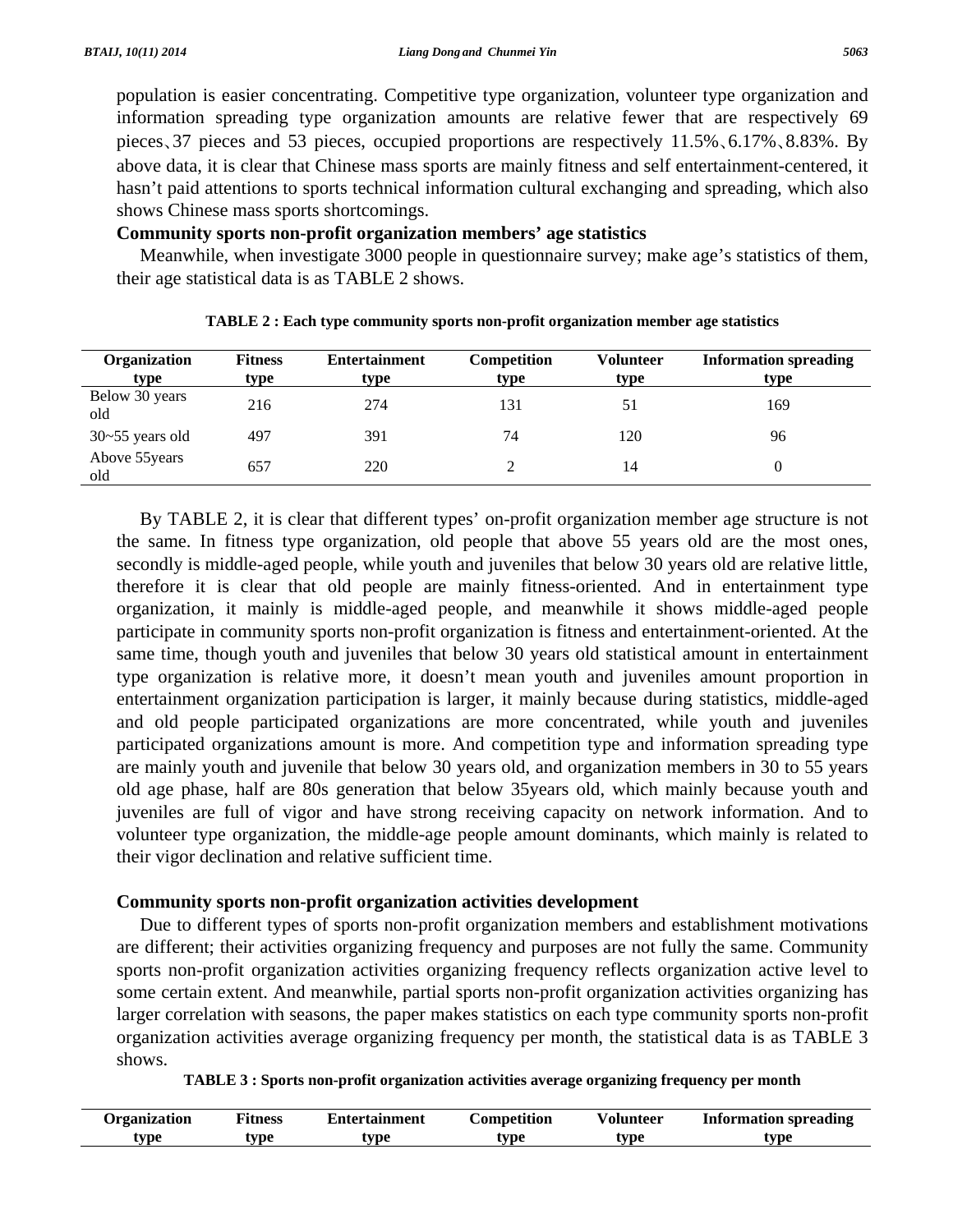population is easier concentrating. Competitive type organization, volunteer type organization and information spreading type organization amounts are relative fewer that are respectively 69 pieces、37 pieces and 53 pieces, occupied proportions are respectively 11.5%、6.17%、8.83%. By above data, it is clear that Chinese mass sports are mainly fitness and self entertainment-centered, it hasn't paid attentions to sports technical information cultural exchanging and spreading, which also shows Chinese mass sports shortcomings.

**Community sports non-profit organization members' age statistics**

Meanwhile, when investigate 3000 people in questionnaire survey; make age's statistics of them, their age statistical data is as TABLE 2 shows.

**TABLE 2 : Each type community sports non-profit organization member age statistics**

| Organization type | Fitness type | Entertainment type | Competition type | Volunteer type | Information spreading type |
|---|---|---|---|---|---|
| Below 30 years old | 216 | 274 | 131 | 51 | 169 |
| 30~55 years old | 497 | 391 | 74 | 120 | 96 |
| Above 55years old | 657 | 220 | 2 | 14 | 0 |

By TABLE 2, it is clear that different types' on-profit organization member age structure is not the same. In fitness type organization, old people that above 55 years old are the most ones, secondly is middle-aged people, while youth and juveniles that below 30 years old are relative little, therefore it is clear that old people are mainly fitness-oriented. And in entertainment type organization, it mainly is middle-aged people, and meanwhile it shows middle-aged people participate in community sports non-profit organization is fitness and entertainment-oriented. At the same time, though youth and juveniles that below 30 years old statistical amount in entertainment type organization is relative more, it doesn't mean youth and juveniles amount proportion in entertainment organization participation is larger, it mainly because during statistics, middle-aged and old people participated organizations are more concentrated, while youth and juveniles participated organizations amount is more. And competition type and information spreading type are mainly youth and juvenile that below 30 years old, and organization members in 30 to 55 years old age phase, half are 80s generation that below 35years old, which mainly because youth and juveniles are full of vigor and have strong receiving capacity on network information. And to volunteer type organization, the middle-age people amount dominants, which mainly is related to their vigor declination and relative sufficient time.

**Community sports non-profit organization activities development**

Due to different types of sports non-profit organization members and establishment motivations are different; their activities organizing frequency and purposes are not fully the same. Community sports non-profit organization activities organizing frequency reflects organization active level to some certain extent. And meanwhile, partial sports non-profit organization activities organizing has larger correlation with seasons, the paper makes statistics on each type community sports non-profit organization activities average organizing frequency per month, the statistical data is as TABLE 3 shows.

**TABLE 3 : Sports non-profit organization activities average organizing frequency per month**

| Organization type | Fitness type | Entertainment type | Competition type | Volunteer type | Information spreading type |
|---|---|---|---|---|---|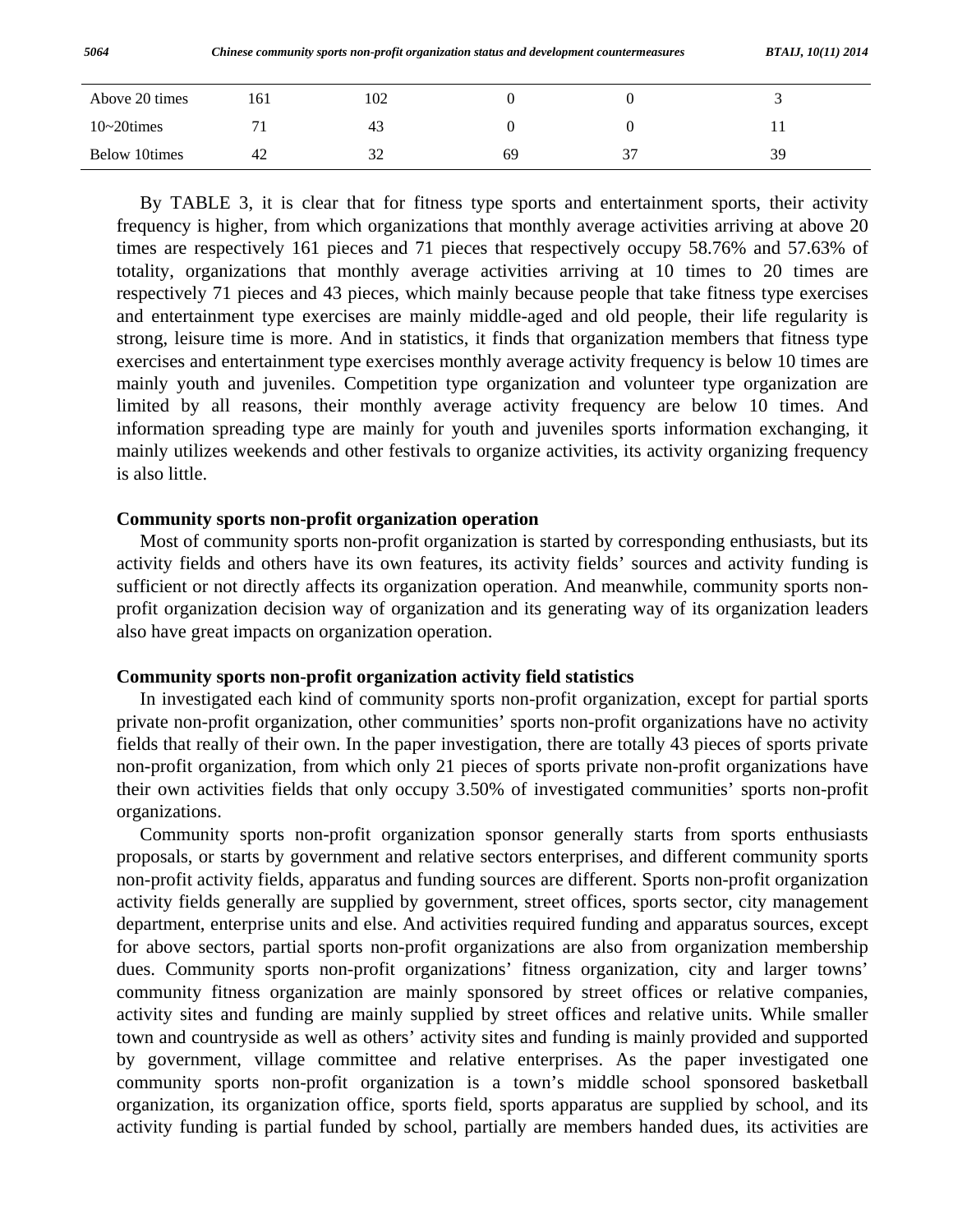| Above 20 times | 161 | 102 | 0 | 0 | 3 |
|---|---|---|---|---|---|
| 10~20times | 71 | 43 | 0 | 0 | 11 |
| Below 10times | 42 | 32 | 69 | 37 | 39 |

By TABLE 3, it is clear that for fitness type sports and entertainment sports, their activity frequency is higher, from which organizations that monthly average activities arriving at above 20 times are respectively 161 pieces and 71 pieces that respectively occupy 58.76% and 57.63% of totality, organizations that monthly average activities arriving at 10 times to 20 times are respectively 71 pieces and 43 pieces, which mainly because people that take fitness type exercises and entertainment type exercises are mainly middle-aged and old people, their life regularity is strong, leisure time is more. And in statistics, it finds that organization members that fitness type exercises and entertainment type exercises monthly average activity frequency is below 10 times are mainly youth and juveniles. Competition type organization and volunteer type organization are limited by all reasons, their monthly average activity frequency are below 10 times. And information spreading type are mainly for youth and juveniles sports information exchanging, it mainly utilizes weekends and other festivals to organize activities, its activity organizing frequency is also little.

### Community sports non-profit organization operation

Most of community sports non-profit organization is started by corresponding enthusiasts, but its activity fields and others have its own features, its activity fields' sources and activity funding is sufficient or not directly affects its organization operation. And meanwhile, community sports non-profit organization decision way of organization and its generating way of its organization leaders also have great impacts on organization operation.

### Community sports non-profit organization activity field statistics

In investigated each kind of community sports non-profit organization, except for partial sports private non-profit organization, other communities' sports non-profit organizations have no activity fields that really of their own. In the paper investigation, there are totally 43 pieces of sports private non-profit organization, from which only 21 pieces of sports private non-profit organizations have their own activities fields that only occupy 3.50% of investigated communities' sports non-profit organizations.

Community sports non-profit organization sponsor generally starts from sports enthusiasts proposals, or starts by government and relative sectors enterprises, and different community sports non-profit activity fields, apparatus and funding sources are different. Sports non-profit organization activity fields generally are supplied by government, street offices, sports sector, city management department, enterprise units and else. And activities required funding and apparatus sources, except for above sectors, partial sports non-profit organizations are also from organization membership dues. Community sports non-profit organizations' fitness organization, city and larger towns' community fitness organization are mainly sponsored by street offices or relative companies, activity sites and funding are mainly supplied by street offices and relative units. While smaller town and countryside as well as others' activity sites and funding is mainly provided and supported by government, village committee and relative enterprises. As the paper investigated one community sports non-profit organization is a town's middle school sponsored basketball organization, its organization office, sports field, sports apparatus are supplied by school, and its activity funding is partial funded by school, partially are members handed dues, its activities are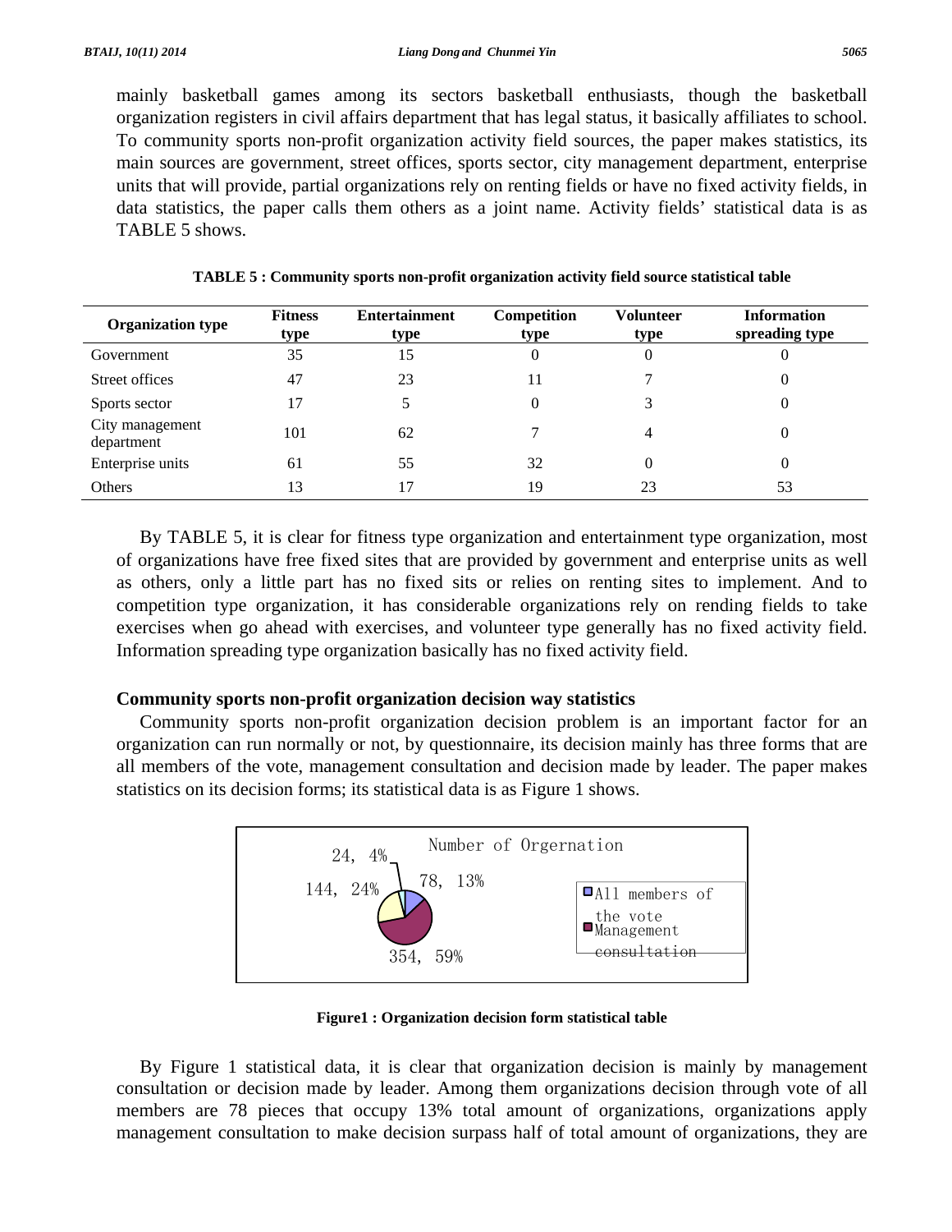mainly basketball games among its sectors basketball enthusiasts, though the basketball organization registers in civil affairs department that has legal status, it basically affiliates to school. To community sports non-profit organization activity field sources, the paper makes statistics, its main sources are government, street offices, sports sector, city management department, enterprise units that will provide, partial organizations rely on renting fields or have no fixed activity fields, in data statistics, the paper calls them others as a joint name. Activity fields' statistical data is as TABLE 5 shows.

**TABLE 5 : Community sports non-profit organization activity field source statistical table**

| Organization type | Fitness type | Entertainment type | Competition type | Volunteer type | Information spreading type |
|---|---|---|---|---|---|
| Government | 35 | 15 | 0 | 0 | 0 |
| Street offices | 47 | 23 | 11 | 7 | 0 |
| Sports sector | 17 | 5 | 0 | 3 | 0 |
| City management department | 101 | 62 | 7 | 4 | 0 |
| Enterprise units | 61 | 55 | 32 | 0 | 0 |
| Others | 13 | 17 | 19 | 23 | 53 |

By TABLE 5, it is clear for fitness type organization and entertainment type organization, most of organizations have free fixed sites that are provided by government and enterprise units as well as others, only a little part has no fixed sits or relies on renting sites to implement. And to competition type organization, it has considerable organizations rely on rending fields to take exercises when go ahead with exercises, and volunteer type generally has no fixed activity field. Information spreading type organization basically has no fixed activity field.

## Community sports non-profit organization decision way statistics

Community sports non-profit organization decision problem is an important factor for an organization can run normally or not, by questionnaire, its decision mainly has three forms that are all members of the vote, management consultation and decision made by leader. The paper makes statistics on its decision forms; its statistical data is as Figure 1 shows.

Number of Orgernation

24, 4%; 78, 13%; 144, 24%; 354, 59%

All members of the vote; Management consultation

**Figure1 : Organization decision form statistical table**

By Figure 1 statistical data, it is clear that organization decision is mainly by management consultation or decision made by leader. Among them organizations decision through vote of all members are 78 pieces that occupy 13% total amount of organizations, organizations apply management consultation to make decision surpass half of total amount of organizations, they are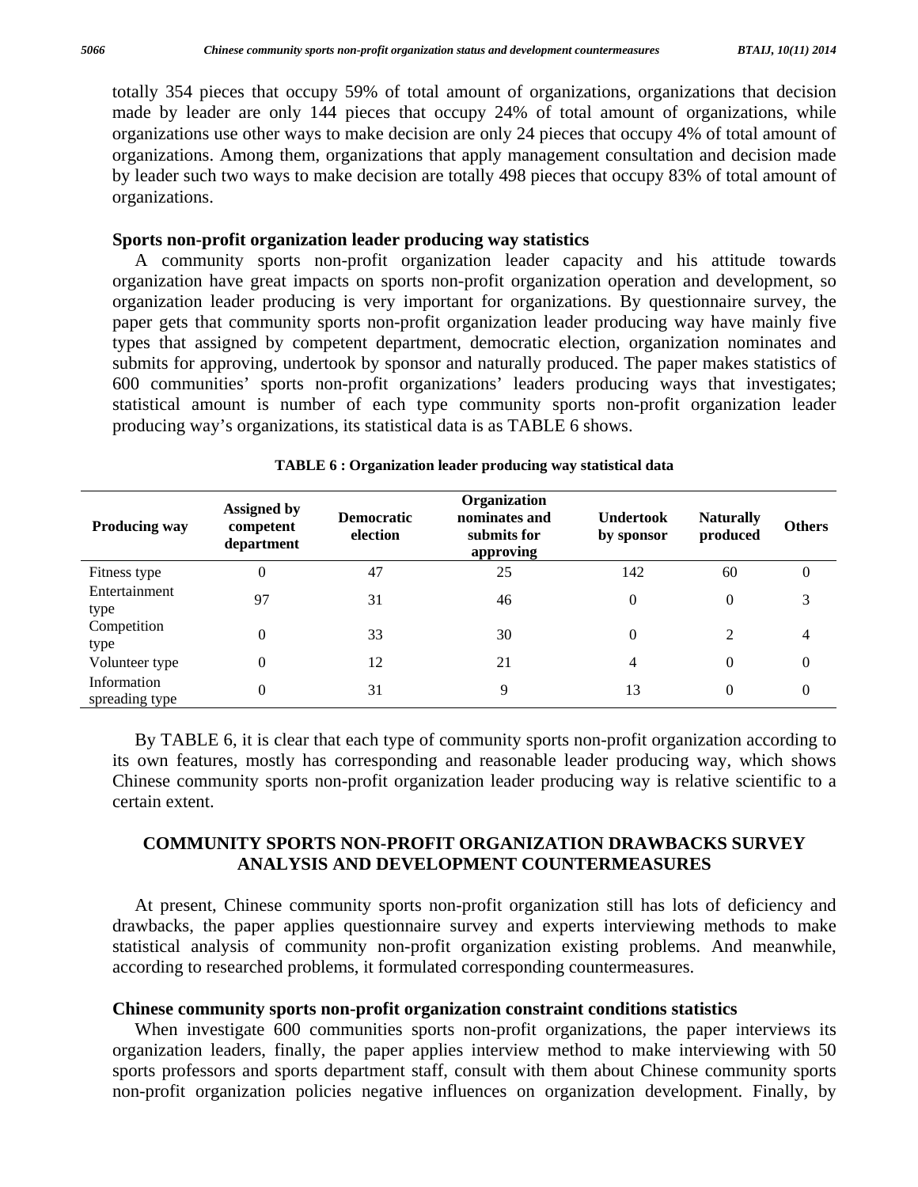totally 354 pieces that occupy 59% of total amount of organizations, organizations that decision made by leader are only 144 pieces that occupy 24% of total amount of organizations, while organizations use other ways to make decision are only 24 pieces that occupy 4% of total amount of organizations. Among them, organizations that apply management consultation and decision made by leader such two ways to make decision are totally 498 pieces that occupy 83% of total amount of organizations.

### Sports non-profit organization leader producing way statistics

A community sports non-profit organization leader capacity and his attitude towards organization have great impacts on sports non-profit organization operation and development, so organization leader producing is very important for organizations. By questionnaire survey, the paper gets that community sports non-profit organization leader producing way have mainly five types that assigned by competent department, democratic election, organization nominates and submits for approving, undertook by sponsor and naturally produced. The paper makes statistics of 600 communities' sports non-profit organizations' leaders producing ways that investigates; statistical amount is number of each type community sports non-profit organization leader producing way's organizations, its statistical data is as TABLE 6 shows.

**TABLE 6 : Organization leader producing way statistical data**

| Producing way | Assigned by competent department | Democratic election | Organization nominates and submits for approving | Undertook by sponsor | Naturally produced | Others |
|---|---|---|---|---|---|---|
| Fitness type | 0 | 47 | 25 | 142 | 60 | 0 |
| Entertainment type | 97 | 31 | 46 | 0 | 0 | 3 |
| Competition type | 0 | 33 | 30 | 0 | 2 | 4 |
| Volunteer type | 0 | 12 | 21 | 4 | 0 | 0 |
| Information spreading type | 0 | 31 | 9 | 13 | 0 | 0 |

By TABLE 6, it is clear that each type of community sports non-profit organization according to its own features, mostly has corresponding and reasonable leader producing way, which shows Chinese community sports non-profit organization leader producing way is relative scientific to a certain extent.

## COMMUNITY SPORTS NON-PROFIT ORGANIZATION DRAWBACKS SURVEY ANALYSIS AND DEVELOPMENT COUNTERMEASURES

At present, Chinese community sports non-profit organization still has lots of deficiency and drawbacks, the paper applies questionnaire survey and experts interviewing methods to make statistical analysis of community non-profit organization existing problems. And meanwhile, according to researched problems, it formulated corresponding countermeasures.

### Chinese community sports non-profit organization constraint conditions statistics

When investigate 600 communities sports non-profit organizations, the paper interviews its organization leaders, finally, the paper applies interview method to make interviewing with 50 sports professors and sports department staff, consult with them about Chinese community sports non-profit organization policies negative influences on organization development. Finally, by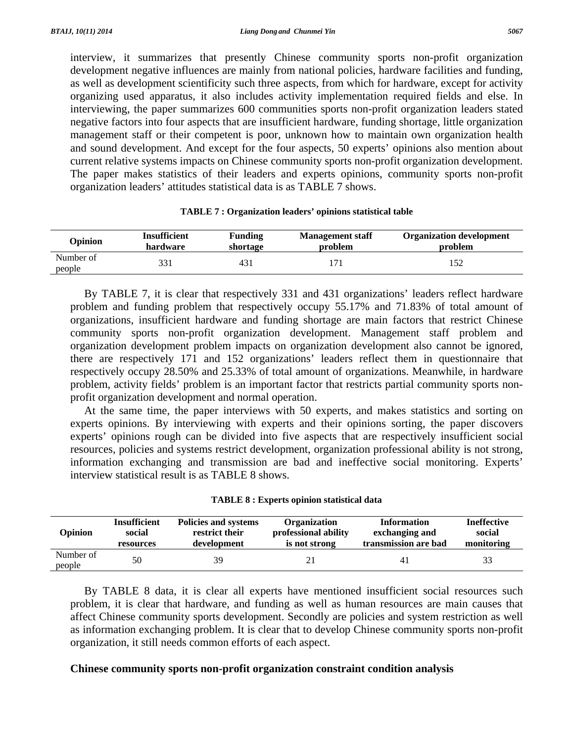interview, it summarizes that presently Chinese community sports non-profit organization development negative influences are mainly from national policies, hardware facilities and funding, as well as development scientificity such three aspects, from which for hardware, except for activity organizing used apparatus, it also includes activity implementation required fields and else. In interviewing, the paper summarizes 600 communities sports non-profit organization leaders stated negative factors into four aspects that are insufficient hardware, funding shortage, little organization management staff or their competent is poor, unknown how to maintain own organization health and sound development. And except for the four aspects, 50 experts' opinions also mention about current relative systems impacts on Chinese community sports non-profit organization development. The paper makes statistics of their leaders and experts opinions, community sports non-profit organization leaders' attitudes statistical data is as TABLE 7 shows.

**TABLE 7 : Organization leaders' opinions statistical table**

| Opinion | Insufficient hardware | Funding shortage | Management staff problem | Organization development problem |
|---|---|---|---|---|
| Number of people | 331 | 431 | 171 | 152 |

By TABLE 7, it is clear that respectively 331 and 431 organizations' leaders reflect hardware problem and funding problem that respectively occupy 55.17% and 71.83% of total amount of organizations, insufficient hardware and funding shortage are main factors that restrict Chinese community sports non-profit organization development. Management staff problem and organization development problem impacts on organization development also cannot be ignored, there are respectively 171 and 152 organizations' leaders reflect them in questionnaire that respectively occupy 28.50% and 25.33% of total amount of organizations. Meanwhile, in hardware problem, activity fields' problem is an important factor that restricts partial community sports non-profit organization development and normal operation.

At the same time, the paper interviews with 50 experts, and makes statistics and sorting on experts opinions. By interviewing with experts and their opinions sorting, the paper discovers experts' opinions rough can be divided into five aspects that are respectively insufficient social resources, policies and systems restrict development, organization professional ability is not strong, information exchanging and transmission are bad and ineffective social monitoring. Experts' interview statistical result is as TABLE 8 shows.

**TABLE 8 : Experts opinion statistical data**

| Opinion | Insufficient social resources | Policies and systems restrict their development | Organization professional ability is not strong | Information exchanging and transmission are bad | Ineffective social monitoring |
|---|---|---|---|---|---|
| Number of people | 50 | 39 | 21 | 41 | 33 |

By TABLE 8 data, it is clear all experts have mentioned insufficient social resources such problem, it is clear that hardware, and funding as well as human resources are main causes that affect Chinese community sports development. Secondly are policies and system restriction as well as information exchanging problem. It is clear that to develop Chinese community sports non-profit organization, it still needs common efforts of each aspect.

### Chinese community sports non-profit organization constraint condition analysis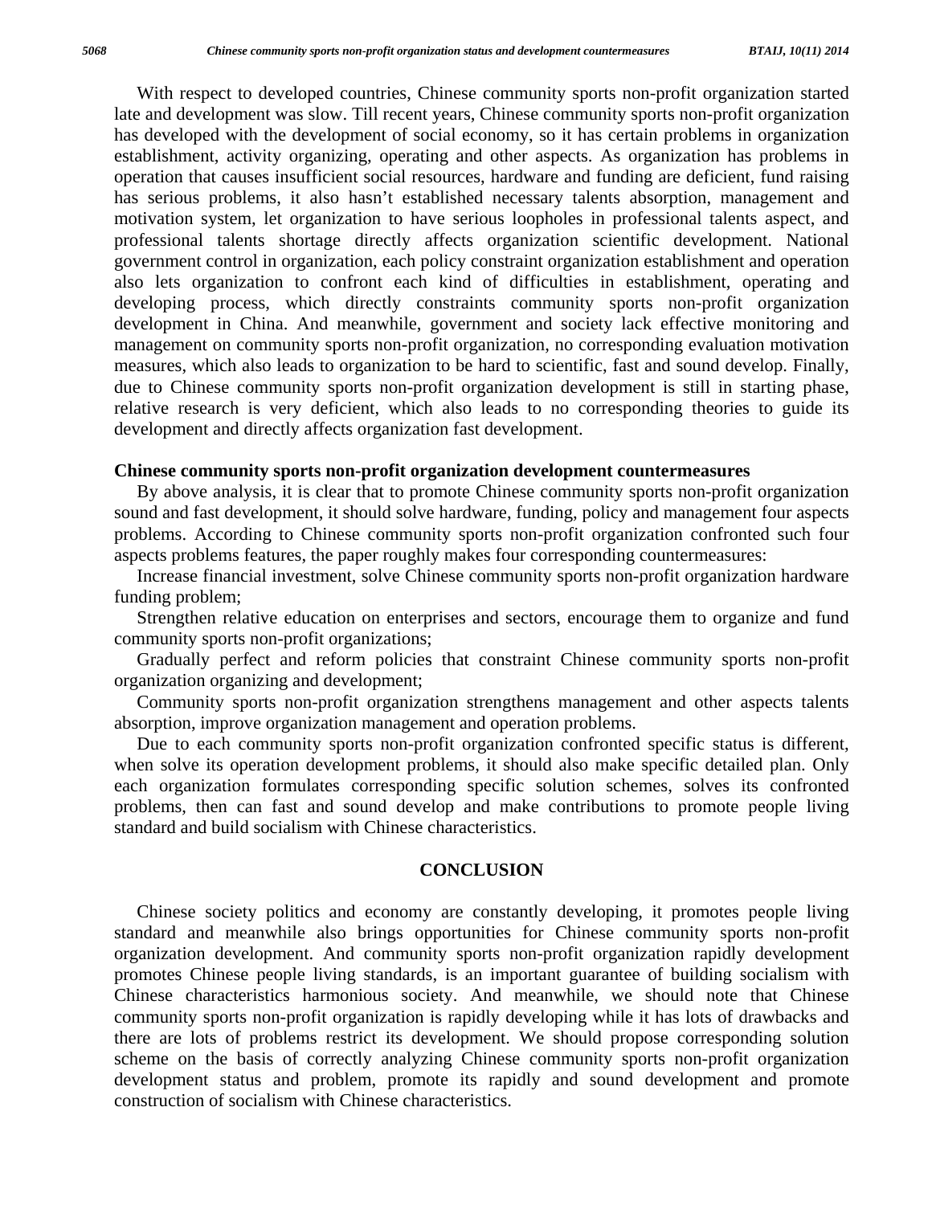With respect to developed countries, Chinese community sports non-profit organization started late and development was slow. Till recent years, Chinese community sports non-profit organization has developed with the development of social economy, so it has certain problems in organization establishment, activity organizing, operating and other aspects. As organization has problems in operation that causes insufficient social resources, hardware and funding are deficient, fund raising has serious problems, it also hasn't established necessary talents absorption, management and motivation system, let organization to have serious loopholes in professional talents aspect, and professional talents shortage directly affects organization scientific development. National government control in organization, each policy constraint organization establishment and operation also lets organization to confront each kind of difficulties in establishment, operating and developing process, which directly constraints community sports non-profit organization development in China. And meanwhile, government and society lack effective monitoring and management on community sports non-profit organization, no corresponding evaluation motivation measures, which also leads to organization to be hard to scientific, fast and sound develop. Finally, due to Chinese community sports non-profit organization development is still in starting phase, relative research is very deficient, which also leads to no corresponding theories to guide its development and directly affects organization fast development.

### Chinese community sports non-profit organization development countermeasures

By above analysis, it is clear that to promote Chinese community sports non-profit organization sound and fast development, it should solve hardware, funding, policy and management four aspects problems. According to Chinese community sports non-profit organization confronted such four aspects problems features, the paper roughly makes four corresponding countermeasures:

Increase financial investment, solve Chinese community sports non-profit organization hardware funding problem;

Strengthen relative education on enterprises and sectors, encourage them to organize and fund community sports non-profit organizations;

Gradually perfect and reform policies that constraint Chinese community sports non-profit organization organizing and development;

Community sports non-profit organization strengthens management and other aspects talents absorption, improve organization management and operation problems.

Due to each community sports non-profit organization confronted specific status is different, when solve its operation development problems, it should also make specific detailed plan. Only each organization formulates corresponding specific solution schemes, solves its confronted problems, then can fast and sound develop and make contributions to promote people living standard and build socialism with Chinese characteristics.

## CONCLUSION

Chinese society politics and economy are constantly developing, it promotes people living standard and meanwhile also brings opportunities for Chinese community sports non-profit organization development. And community sports non-profit organization rapidly development promotes Chinese people living standards, is an important guarantee of building socialism with Chinese characteristics harmonious society. And meanwhile, we should note that Chinese community sports non-profit organization is rapidly developing while it has lots of drawbacks and there are lots of problems restrict its development. We should propose corresponding solution scheme on the basis of correctly analyzing Chinese community sports non-profit organization development status and problem, promote its rapidly and sound development and promote construction of socialism with Chinese characteristics.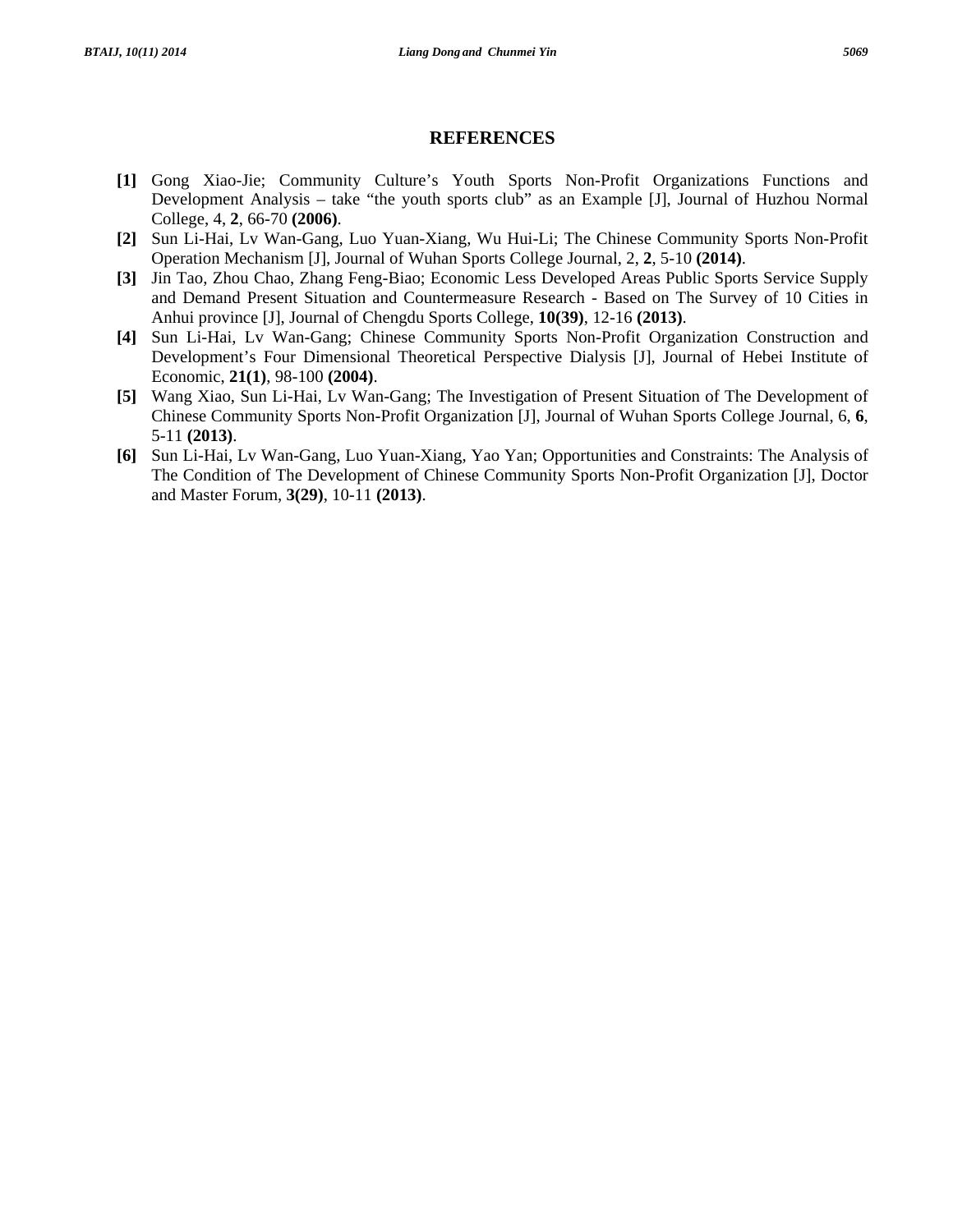## REFERENCES

**[1]** Gong Xiao-Jie; Community Culture's Youth Sports Non-Profit Organizations Functions and Development Analysis – take "the youth sports club" as an Example [J], Journal of Huzhou Normal College, 4, **2**, 66-70 **(2006)**.

**[2]** Sun Li-Hai, Lv Wan-Gang, Luo Yuan-Xiang, Wu Hui-Li; The Chinese Community Sports Non-Profit Operation Mechanism [J], Journal of Wuhan Sports College Journal, 2, **2**, 5-10 **(2014)**.

**[3]** Jin Tao, Zhou Chao, Zhang Feng-Biao; Economic Less Developed Areas Public Sports Service Supply and Demand Present Situation and Countermeasure Research - Based on The Survey of 10 Cities in Anhui province [J], Journal of Chengdu Sports College, **10(39)**, 12-16 **(2013)**.

**[4]** Sun Li-Hai, Lv Wan-Gang; Chinese Community Sports Non-Profit Organization Construction and Development's Four Dimensional Theoretical Perspective Dialysis [J], Journal of Hebei Institute of Economic, **21(1)**, 98-100 **(2004)**.

**[5]** Wang Xiao, Sun Li-Hai, Lv Wan-Gang; The Investigation of Present Situation of The Development of Chinese Community Sports Non-Profit Organization [J], Journal of Wuhan Sports College Journal, 6, **6**, 5-11 **(2013)**.

**[6]** Sun Li-Hai, Lv Wan-Gang, Luo Yuan-Xiang, Yao Yan; Opportunities and Constraints: The Analysis of The Condition of The Development of Chinese Community Sports Non-Profit Organization [J], Doctor and Master Forum, **3(29)**, 10-11 **(2013)**.